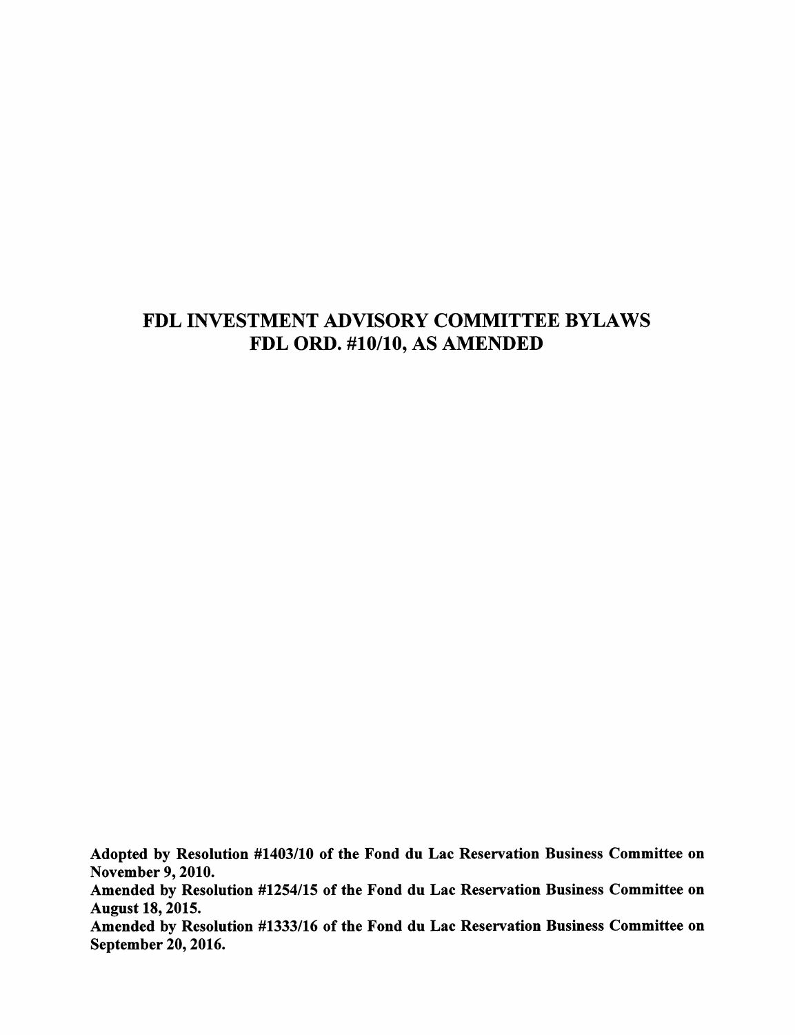# FDL INVESTMENT ADVISORY COMMITTEE BYLAWS
# FDL ORD. #10/10, AS AMENDED

**Adopted by Resolution #1403/10 of the Fond du Lac Reservation Business Committee on November 9, 2010.**
**Amended by Resolution #1254/15 of the Fond du Lac Reservation Business Committee on August 18, 2015.**
**Amended by Resolution #1333/16 of the Fond du Lac Reservation Business Committee on September 20, 2016.**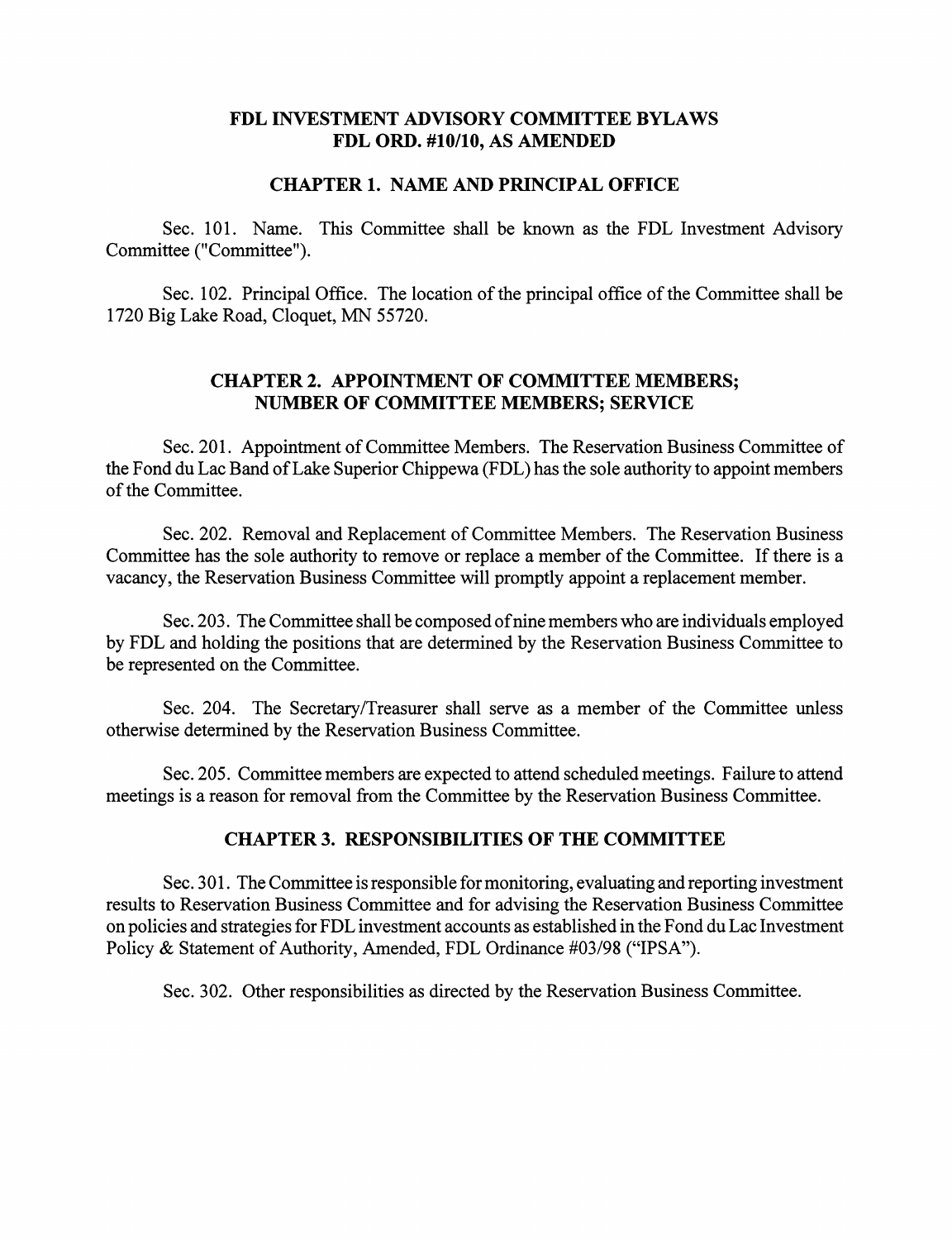# FDL INVESTMENT ADVISORY COMMITTEE BYLAWS
# FDL ORD. #10/10, AS AMENDED

## CHAPTER 1. NAME AND PRINCIPAL OFFICE

Sec. 101. Name. This Committee shall be known as the FDL Investment Advisory Committee ("Committee").

Sec. 102. Principal Office. The location of the principal office of the Committee shall be 1720 Big Lake Road, Cloquet, MN 55720.

## CHAPTER 2. APPOINTMENT OF COMMITTEE MEMBERS; NUMBER OF COMMITTEE MEMBERS; SERVICE

Sec. 201. Appointment of Committee Members. The Reservation Business Committee of the Fond du Lac Band of Lake Superior Chippewa (FDL) has the sole authority to appoint members of the Committee.

Sec. 202. Removal and Replacement of Committee Members. The Reservation Business Committee has the sole authority to remove or replace a member of the Committee. If there is a vacancy, the Reservation Business Committee will promptly appoint a replacement member.

Sec. 203. The Committee shall be composed of nine members who are individuals employed by FDL and holding the positions that are determined by the Reservation Business Committee to be represented on the Committee.

Sec. 204. The Secretary/Treasurer shall serve as a member of the Committee unless otherwise determined by the Reservation Business Committee.

Sec. 205. Committee members are expected to attend scheduled meetings. Failure to attend meetings is a reason for removal from the Committee by the Reservation Business Committee.

## CHAPTER 3. RESPONSIBILITIES OF THE COMMITTEE

Sec. 301. The Committee is responsible for monitoring, evaluating and reporting investment results to Reservation Business Committee and for advising the Reservation Business Committee on policies and strategies for FDL investment accounts as established in the Fond du Lac Investment Policy & Statement of Authority, Amended, FDL Ordinance #03/98 ("IPSA").

Sec. 302. Other responsibilities as directed by the Reservation Business Committee.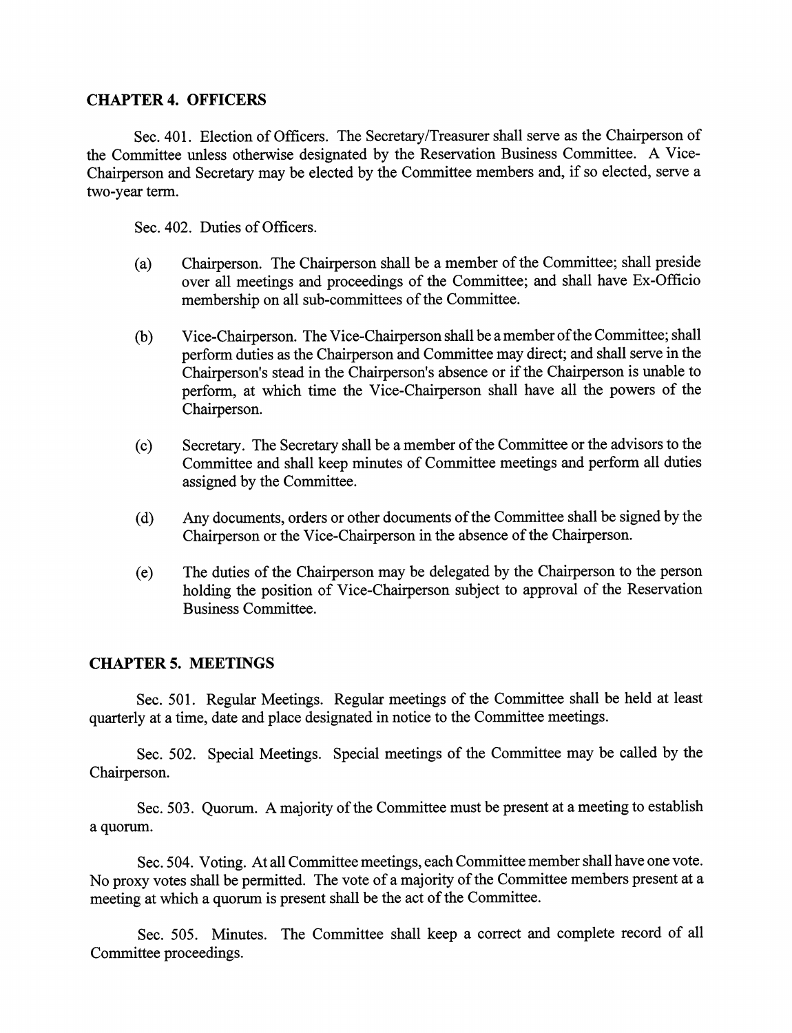## CHAPTER 4. OFFICERS

Sec. 401. Election of Officers. The Secretary/Treasurer shall serve as the Chairperson of the Committee unless otherwise designated by the Reservation Business Committee. A Vice-Chairperson and Secretary may be elected by the Committee members and, if so elected, serve a two-year term.

Sec. 402. Duties of Officers.

(a) Chairperson. The Chairperson shall be a member of the Committee; shall preside over all meetings and proceedings of the Committee; and shall have Ex-Officio membership on all sub-committees of the Committee.

(b) Vice-Chairperson. The Vice-Chairperson shall be a member of the Committee; shall perform duties as the Chairperson and Committee may direct; and shall serve in the Chairperson's stead in the Chairperson's absence or if the Chairperson is unable to perform, at which time the Vice-Chairperson shall have all the powers of the Chairperson.

(c) Secretary. The Secretary shall be a member of the Committee or the advisors to the Committee and shall keep minutes of Committee meetings and perform all duties assigned by the Committee.

(d) Any documents, orders or other documents of the Committee shall be signed by the Chairperson or the Vice-Chairperson in the absence of the Chairperson.

(e) The duties of the Chairperson may be delegated by the Chairperson to the person holding the position of Vice-Chairperson subject to approval of the Reservation Business Committee.

## CHAPTER 5. MEETINGS

Sec. 501. Regular Meetings. Regular meetings of the Committee shall be held at least quarterly at a time, date and place designated in notice to the Committee meetings.

Sec. 502. Special Meetings. Special meetings of the Committee may be called by the Chairperson.

Sec. 503. Quorum. A majority of the Committee must be present at a meeting to establish a quorum.

Sec. 504. Voting. At all Committee meetings, each Committee member shall have one vote. No proxy votes shall be permitted. The vote of a majority of the Committee members present at a meeting at which a quorum is present shall be the act of the Committee.

Sec. 505. Minutes. The Committee shall keep a correct and complete record of all Committee proceedings.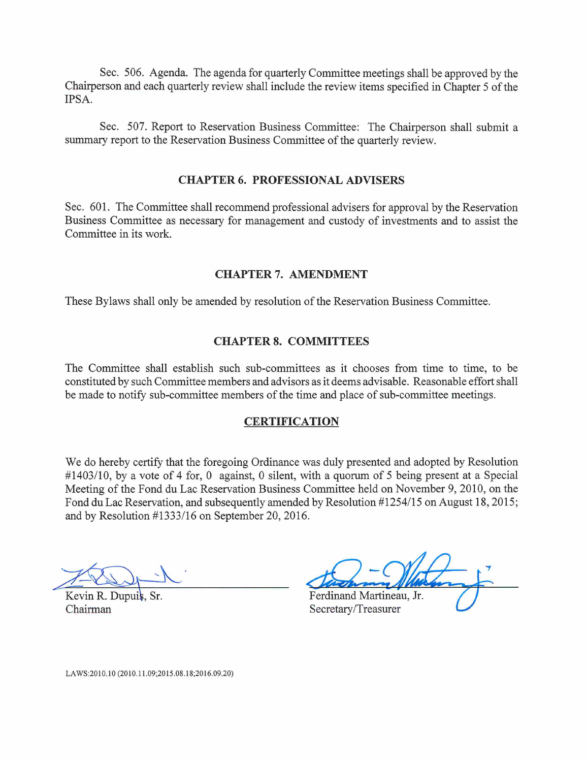Sec. 506. Agenda. The agenda for quarterly Committee meetings shall be approved by the Chairperson and each quarterly review shall include the review items specified in Chapter 5 of the IPSA.

Sec. 507. Report to Reservation Business Committee: The Chairperson shall submit a summary report to the Reservation Business Committee of the quarterly review.

## CHAPTER 6. PROFESSIONAL ADVISERS

Sec. 601. The Committee shall recommend professional advisers for approval by the Reservation Business Committee as necessary for management and custody of investments and to assist the Committee in its work.

## CHAPTER 7. AMENDMENT

These Bylaws shall only be amended by resolution of the Reservation Business Committee.

## CHAPTER 8. COMMITTEES

The Committee shall establish such sub-committees as it chooses from time to time, to be constituted by such Committee members and advisors as it deems advisable. Reasonable effort shall be made to notify sub-committee members of the time and place of sub-committee meetings.

## CERTIFICATION

We do hereby certify that the foregoing Ordinance was duly presented and adopted by Resolution #1403/10, by a vote of 4 for, 0 against, 0 silent, with a quorum of 5 being present at a Special Meeting of the Fond du Lac Reservation Business Committee held on November 9, 2010, on the Fond du Lac Reservation, and subsequently amended by Resolution #1254/15 on August 18, 2015; and by Resolution #1333/16 on September 20, 2016.

Kevin R. Dupuis, Sr.
Chairman

Ferdinand Martineau, Jr.
Secretary/Treasurer

LAWS:2010.10 (2010.11.09;2015.08.18;2016.09.20)